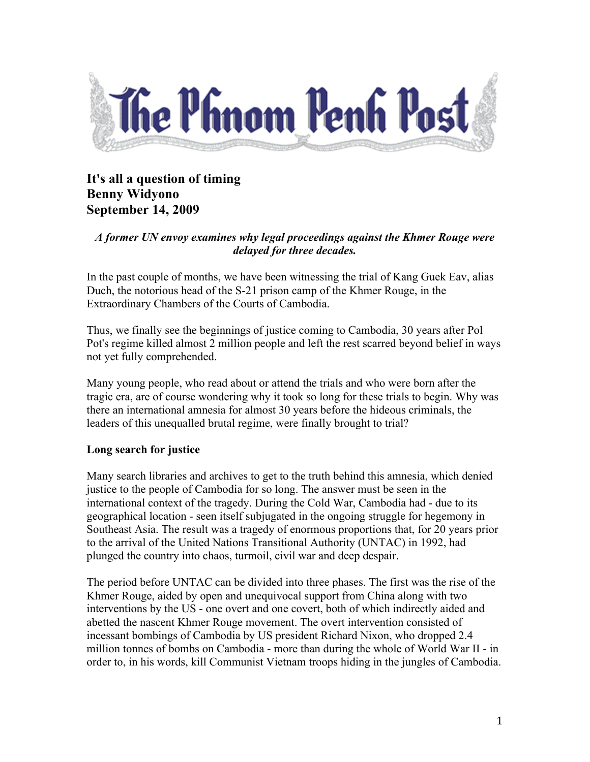# The Phnom Penh Post

## It's all a question of timing
## Benny Widyono
## September 14, 2009

***A former UN envoy examines why legal proceedings against the Khmer Rouge were delayed for three decades.***

In the past couple of months, we have been witnessing the trial of Kang Guek Eav, alias Duch, the notorious head of the S-21 prison camp of the Khmer Rouge, in the Extraordinary Chambers of the Courts of Cambodia.

Thus, we finally see the beginnings of justice coming to Cambodia, 30 years after Pol Pot's regime killed almost 2 million people and left the rest scarred beyond belief in ways not yet fully comprehended.

Many young people, who read about or attend the trials and who were born after the tragic era, are of course wondering why it took so long for these trials to begin. Why was there an international amnesia for almost 30 years before the hideous criminals, the leaders of this unequalled brutal regime, were finally brought to trial?

**Long search for justice**

Many search libraries and archives to get to the truth behind this amnesia, which denied justice to the people of Cambodia for so long. The answer must be seen in the international context of the tragedy. During the Cold War, Cambodia had - due to its geographical location - seen itself subjugated in the ongoing struggle for hegemony in Southeast Asia. The result was a tragedy of enormous proportions that, for 20 years prior to the arrival of the United Nations Transitional Authority (UNTAC) in 1992, had plunged the country into chaos, turmoil, civil war and deep despair.

The period before UNTAC can be divided into three phases. The first was the rise of the Khmer Rouge, aided by open and unequivocal support from China along with two interventions by the US - one overt and one covert, both of which indirectly aided and abetted the nascent Khmer Rouge movement. The overt intervention consisted of incessant bombings of Cambodia by US president Richard Nixon, who dropped 2.4 million tonnes of bombs on Cambodia - more than during the whole of World War II - in order to, in his words, kill Communist Vietnam troops hiding in the jungles of Cambodia.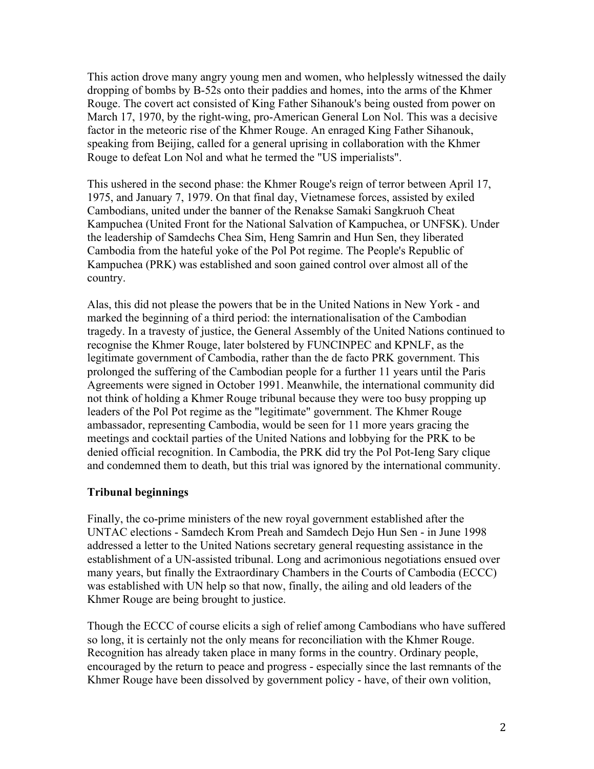This action drove many angry young men and women, who helplessly witnessed the daily dropping of bombs by B-52s onto their paddies and homes, into the arms of the Khmer Rouge. The covert act consisted of King Father Sihanouk's being ousted from power on March 17, 1970, by the right-wing, pro-American General Lon Nol. This was a decisive factor in the meteoric rise of the Khmer Rouge. An enraged King Father Sihanouk, speaking from Beijing, called for a general uprising in collaboration with the Khmer Rouge to defeat Lon Nol and what he termed the "US imperialists".

This ushered in the second phase: the Khmer Rouge's reign of terror between April 17, 1975, and January 7, 1979. On that final day, Vietnamese forces, assisted by exiled Cambodians, united under the banner of the Renakse Samaki Sangkruoh Cheat Kampuchea (United Front for the National Salvation of Kampuchea, or UNFSK). Under the leadership of Samdechs Chea Sim, Heng Samrin and Hun Sen, they liberated Cambodia from the hateful yoke of the Pol Pot regime. The People's Republic of Kampuchea (PRK) was established and soon gained control over almost all of the country.

Alas, this did not please the powers that be in the United Nations in New York - and marked the beginning of a third period: the internationalisation of the Cambodian tragedy. In a travesty of justice, the General Assembly of the United Nations continued to recognise the Khmer Rouge, later bolstered by FUNCINPEC and KPNLF, as the legitimate government of Cambodia, rather than the de facto PRK government. This prolonged the suffering of the Cambodian people for a further 11 years until the Paris Agreements were signed in October 1991. Meanwhile, the international community did not think of holding a Khmer Rouge tribunal because they were too busy propping up leaders of the Pol Pot regime as the "legitimate" government. The Khmer Rouge ambassador, representing Cambodia, would be seen for 11 more years gracing the meetings and cocktail parties of the United Nations and lobbying for the PRK to be denied official recognition. In Cambodia, the PRK did try the Pol Pot-Ieng Sary clique and condemned them to death, but this trial was ignored by the international community.

**Tribunal beginnings**

Finally, the co-prime ministers of the new royal government established after the UNTAC elections - Samdech Krom Preah and Samdech Dejo Hun Sen - in June 1998 addressed a letter to the United Nations secretary general requesting assistance in the establishment of a UN-assisted tribunal. Long and acrimonious negotiations ensued over many years, but finally the Extraordinary Chambers in the Courts of Cambodia (ECCC) was established with UN help so that now, finally, the ailing and old leaders of the Khmer Rouge are being brought to justice.

Though the ECCC of course elicits a sigh of relief among Cambodians who have suffered so long, it is certainly not the only means for reconciliation with the Khmer Rouge. Recognition has already taken place in many forms in the country. Ordinary people, encouraged by the return to peace and progress - especially since the last remnants of the Khmer Rouge have been dissolved by government policy - have, of their own volition,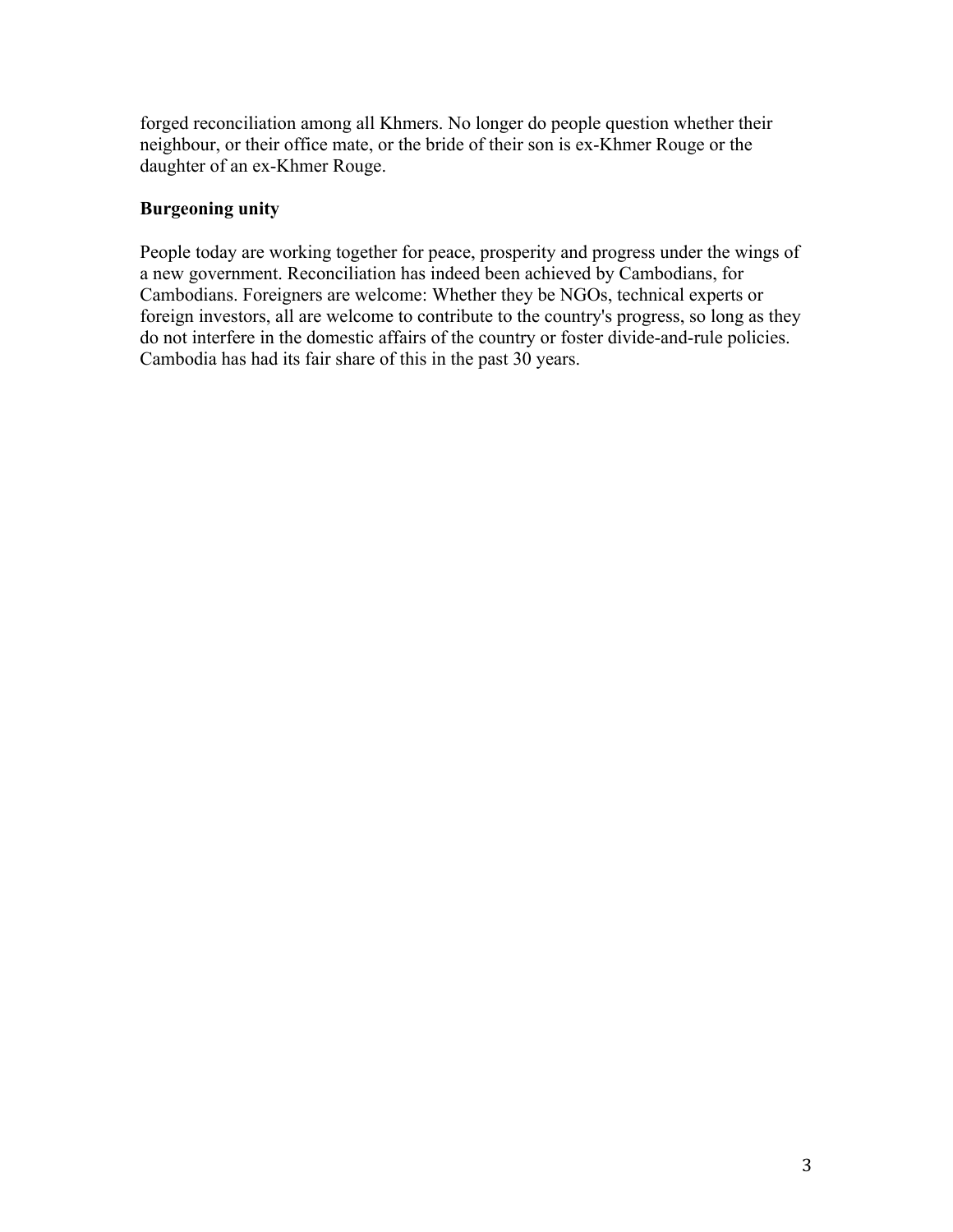forged reconciliation among all Khmers. No longer do people question whether their neighbour, or their office mate, or the bride of their son is ex-Khmer Rouge or the daughter of an ex-Khmer Rouge.

**Burgeoning unity**

People today are working together for peace, prosperity and progress under the wings of a new government. Reconciliation has indeed been achieved by Cambodians, for Cambodians. Foreigners are welcome: Whether they be NGOs, technical experts or foreign investors, all are welcome to contribute to the country's progress, so long as they do not interfere in the domestic affairs of the country or foster divide-and-rule policies. Cambodia has had its fair share of this in the past 30 years.